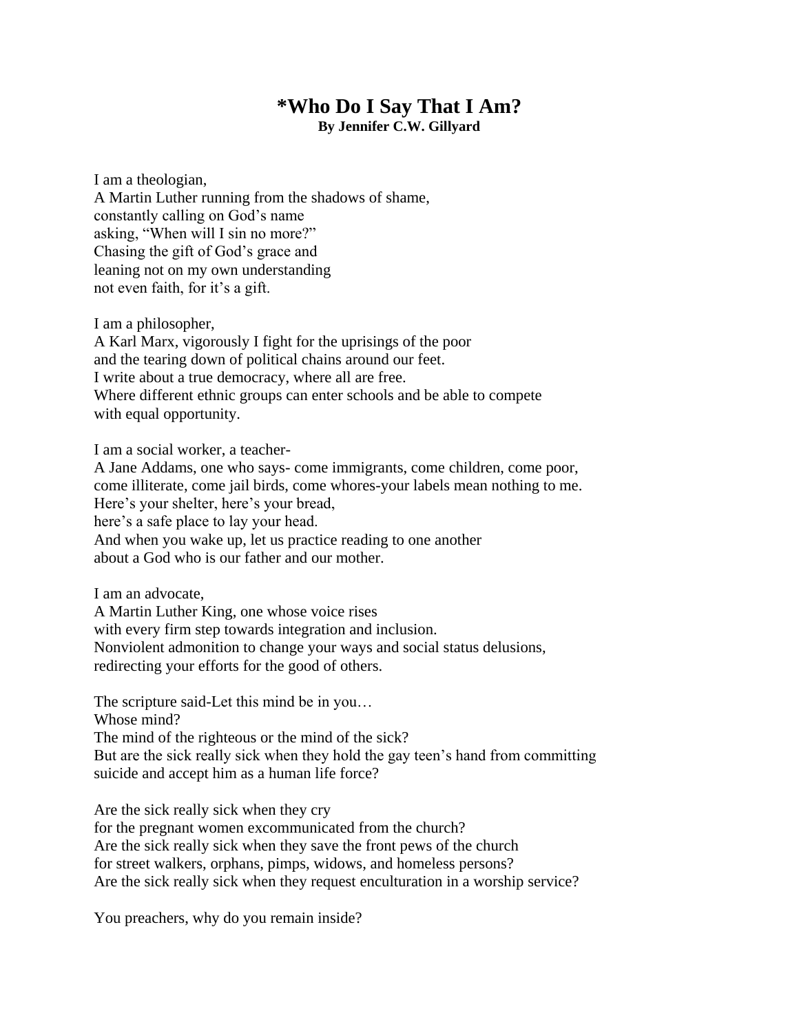# *Who Do I Say That I Am?

**By Jennifer C.W. Gillyard**

I am a theologian,  
A Martin Luther running from the shadows of shame,  
constantly calling on God's name  
asking, "When will I sin no more?"  
Chasing the gift of God's grace and  
leaning not on my own understanding  
not even faith, for it's a gift.

I am a philosopher,  
A Karl Marx, vigorously I fight for the uprisings of the poor  
and the tearing down of political chains around our feet.  
I write about a true democracy, where all are free.  
Where different ethnic groups can enter schools and be able to compete  
with equal opportunity.

I am a social worker, a teacher-  
A Jane Addams, one who says- come immigrants, come children, come poor,  
come illiterate, come jail birds, come whores-your labels mean nothing to me.  
Here's your shelter, here's your bread,  
here's a safe place to lay your head.  
And when you wake up, let us practice reading to one another  
about a God who is our father and our mother.

I am an advocate,  
A Martin Luther King, one whose voice rises  
with every firm step towards integration and inclusion.  
Nonviolent admonition to change your ways and social status delusions,  
redirecting your efforts for the good of others.

The scripture said-Let this mind be in you…  
Whose mind?  
The mind of the righteous or the mind of the sick?  
But are the sick really sick when they hold the gay teen's hand from committing  
suicide and accept him as a human life force?

Are the sick really sick when they cry  
for the pregnant women excommunicated from the church?  
Are the sick really sick when they save the front pews of the church  
for street walkers, orphans, pimps, widows, and homeless persons?  
Are the sick really sick when they request enculturation in a worship service?

You preachers, why do you remain inside?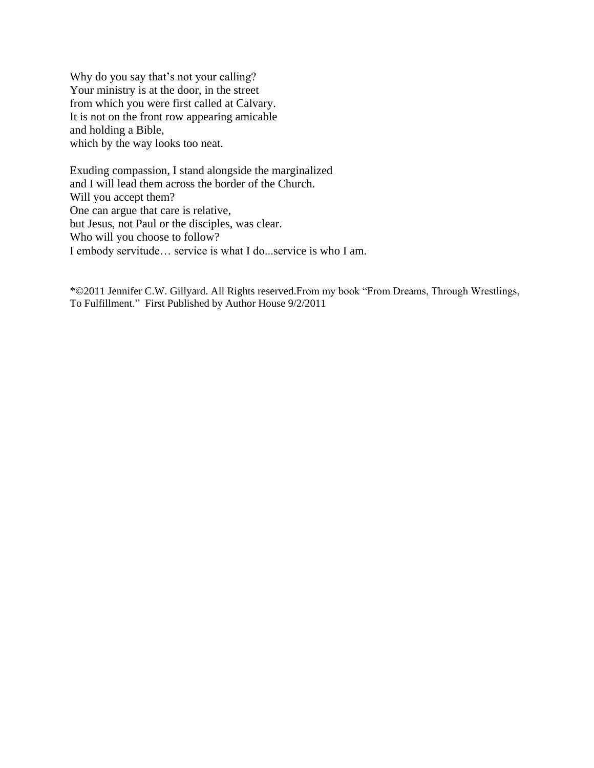Why do you say that's not your calling?
Your ministry is at the door, in the street
from which you were first called at Calvary.
It is not on the front row appearing amicable
and holding a Bible,
which by the way looks too neat.

Exuding compassion, I stand alongside the marginalized
and I will lead them across the border of the Church.
Will you accept them?
One can argue that care is relative,
but Jesus, not Paul or the disciples, was clear.
Who will you choose to follow?
I embody servitude… service is what I do...service is who I am.

*©2011 Jennifer C.W. Gillyard. All Rights reserved.From my book "From Dreams, Through Wrestlings, To Fulfillment." First Published by Author House 9/2/2011